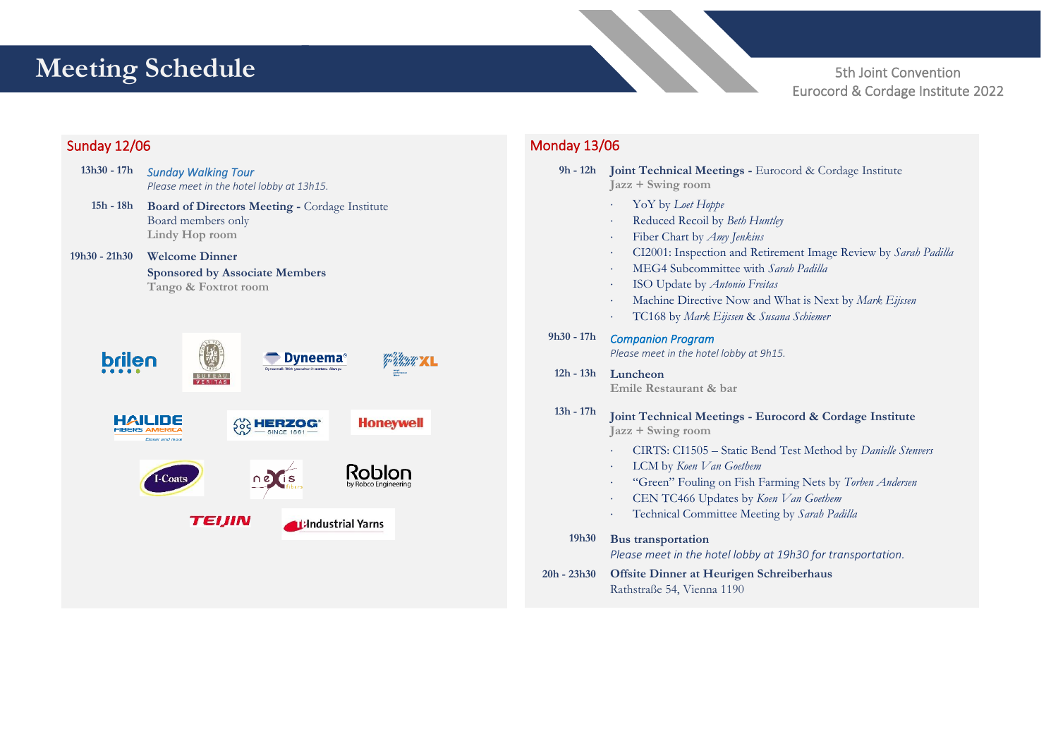# Meeting Schedule

5th Joint Convention
Eurocord & Cordage Institute 2022

## Sunday 12/06

**13h30 - 17h** — *Sunday Walking Tour*
*Please meet in the hotel lobby at 13h15.*

**15h - 18h** — **Board of Directors Meeting -** Cordage Institute
Board members only
**Lindy Hop room**

**19h30 - 21h30** — **Welcome Dinner**
**Sponsored by Associate Members**
**Tango & Foxtrot room**

brilen · Bureau Veritas · Dyneema · FibrXL · Hailide Fibers America · Herzog · Honeywell · I-Coats · nexis fibers · Roblon by Robco Engineering · Teijin · Industrial Yarns

## Monday 13/06

**9h - 12h** — **Joint Technical Meetings -** Eurocord & Cordage Institute
**Jazz + Swing room**

- YoY by *Loet Hoppe*
- Reduced Recoil by *Beth Huntley*
- Fiber Chart by *Amy Jenkins*
- CI2001: Inspection and Retirement Image Review by *Sarah Padilla*
- MEG4 Subcommittee with *Sarah Padilla*
- ISO Update by *Antonio Freitas*
- Machine Directive Now and What is Next by *Mark Eijssen*
- TC168 by *Mark Eijssen* & *Susana Schiemer*

**9h30 - 17h** — *Companion Program*
*Please meet in the hotel lobby at 9h15.*

**12h - 13h** — **Luncheon**
**Emile Restaurant & bar**

**13h - 17h** — **Joint Technical Meetings - Eurocord & Cordage Institute**
**Jazz + Swing room**

- CIRTS: CI1505 – Static Bend Test Method by *Danielle Stenvers*
- LCM by *Koen Van Goethem*
- "Green" Fouling on Fish Farming Nets by *Torben Andersen*
- CEN TC466 Updates by *Koen Van Goethem*
- Technical Committee Meeting by *Sarah Padilla*

**19h30** — **Bus transportation**
*Please meet in the hotel lobby at 19h30 for transportation.*

**20h - 23h30** — **Offsite Dinner at Heurigen Schreiberhaus**
Rathstraße 54, Vienna 1190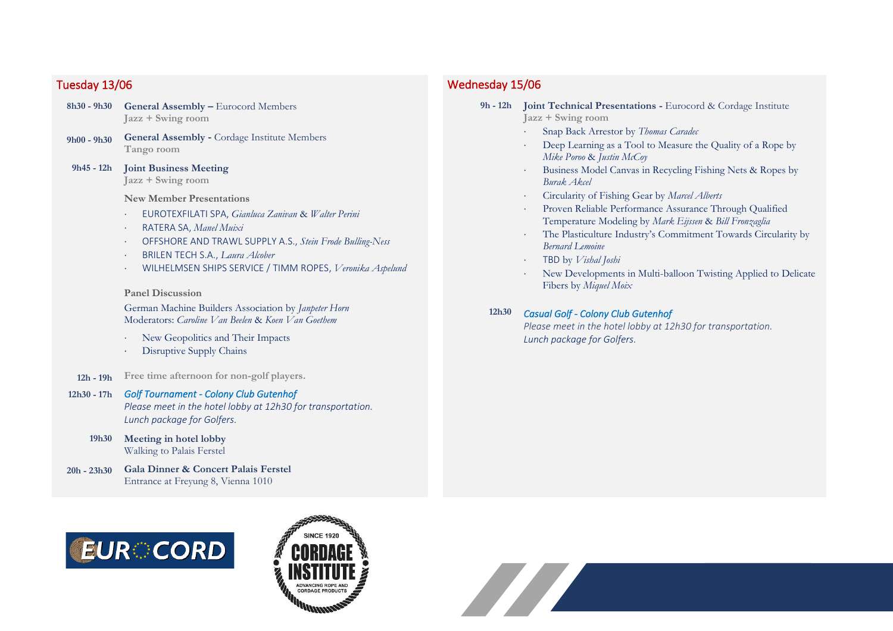## Tuesday 13/06

**8h30 - 9h30** **General Assembly –** Eurocord Members
**Jazz + Swing room**

**9h00 - 9h30** **General Assembly -** Cordage Institute Members
**Tango room**

**9h45 - 12h** **Joint Business Meeting**
**Jazz + Swing room**

**New Member Presentations**

- EUROTEXFILATI SPA, *Gianluca Zanivan* & *Walter Perini*
- RATERA SA, *Manel Muixi*
- OFFSHORE AND TRAWL SUPPLY A.S., *Stein Frode Bulling-Ness*
- BRILEN TECH S.A., *Laura Alcober*
- WILHELMSEN SHIPS SERVICE / TIMM ROPES, *Veronika Aspelund*

**Panel Discussion**

German Machine Builders Association by *Janpeter Horn*
Moderators: *Caroline Van Beelen* & *Koen Van Goethem*

- New Geopolitics and Their Impacts
- Disruptive Supply Chains

**12h - 19h** **Free time afternoon for non-golf players.**

**12h30 - 17h** ***Golf Tournament - Colony Club Gutenhof***
*Please meet in the hotel lobby at 12h30 for transportation.*
*Lunch package for Golfers.*

**19h30** **Meeting in hotel lobby**
Walking to Palais Ferstel

**20h - 23h30** **Gala Dinner & Concert Palais Ferstel**
Entrance at Freyung 8, Vienna 1010

## Wednesday 15/06

**9h - 12h** **Joint Technical Presentations -** Eurocord & Cordage Institute
**Jazz + Swing room**

- Snap Back Arrestor by *Thomas Caradec*
- Deep Learning as a Tool to Measure the Quality of a Rope by *Mike Poroo* & *Justin McCoy*
- Business Model Canvas in Recycling Fishing Nets & Ropes by *Burak Akcel*
- Circularity of Fishing Gear by *Marcel Alberts*
- Proven Reliable Performance Assurance Through Qualified Temperature Modeling by *Mark Eijssen* & *Bill Fronzaglia*
- The Plasticulture Industry's Commitment Towards Circularity by *Bernard Lemoine*
- TBD by *Vishal Joshi*
- New Developments in Multi-balloon Twisting Applied to Delicate Fibers by *Miquel Moix*

**12h30** ***Casual Golf - Colony Club Gutenhof***
*Please meet in the hotel lobby at 12h30 for transportation.*
*Lunch package for Golfers.*

EUROCORD

SINCE 1920 CORDAGE INSTITUTE ADVANCING ROPE AND CORDAGE PRODUCTS